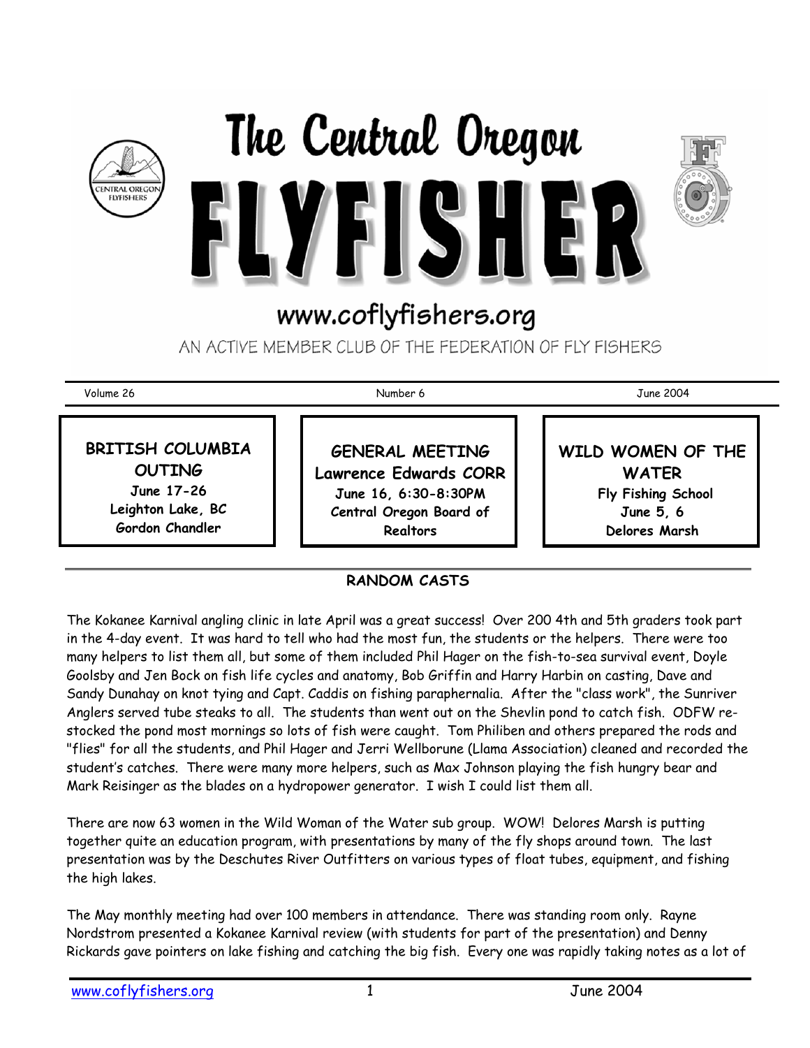# The Central Oregon FLYFISHER

www.coflyfishers.org

AN ACTIVE MEMBER CLUB OF THE FEDERATION OF FLY FISHERS

Volume 26 | Number 6 | June 2004

**BRITISH COLUMBIA OUTING**
**June 17-26**
**Leighton Lake, BC**
**Gordon Chandler**

**GENERAL MEETING**
**Lawrence Edwards CORR**
**June 16, 6:30-8:30PM**
**Central Oregon Board of Realtors**

**WILD WOMEN OF THE WATER**
**Fly Fishing School**
**June 5, 6**
**Delores Marsh**

## RANDOM CASTS

The Kokanee Karnival angling clinic in late April was a great success! Over 200 4th and 5th graders took part in the 4-day event. It was hard to tell who had the most fun, the students or the helpers. There were too many helpers to list them all, but some of them included Phil Hager on the fish-to-sea survival event, Doyle Goolsby and Jen Bock on fish life cycles and anatomy, Bob Griffin and Harry Harbin on casting, Dave and Sandy Dunahay on knot tying and Capt. Caddis on fishing paraphernalia. After the "class work", the Sunriver Anglers served tube steaks to all. The students than went out on the Shevlin pond to catch fish. ODFW re-stocked the pond most mornings so lots of fish were caught. Tom Philiben and others prepared the rods and "flies" for all the students, and Phil Hager and Jerri Wellborune (Llama Association) cleaned and recorded the student's catches. There were many more helpers, such as Max Johnson playing the fish hungry bear and Mark Reisinger as the blades on a hydropower generator. I wish I could list them all.

There are now 63 women in the Wild Woman of the Water sub group. WOW! Delores Marsh is putting together quite an education program, with presentations by many of the fly shops around town. The last presentation was by the Deschutes River Outfitters on various types of float tubes, equipment, and fishing the high lakes.

The May monthly meeting had over 100 members in attendance. There was standing room only. Rayne Nordstrom presented a Kokanee Karnival review (with students for part of the presentation) and Denny Rickards gave pointers on lake fishing and catching the big fish. Every one was rapidly taking notes as a lot of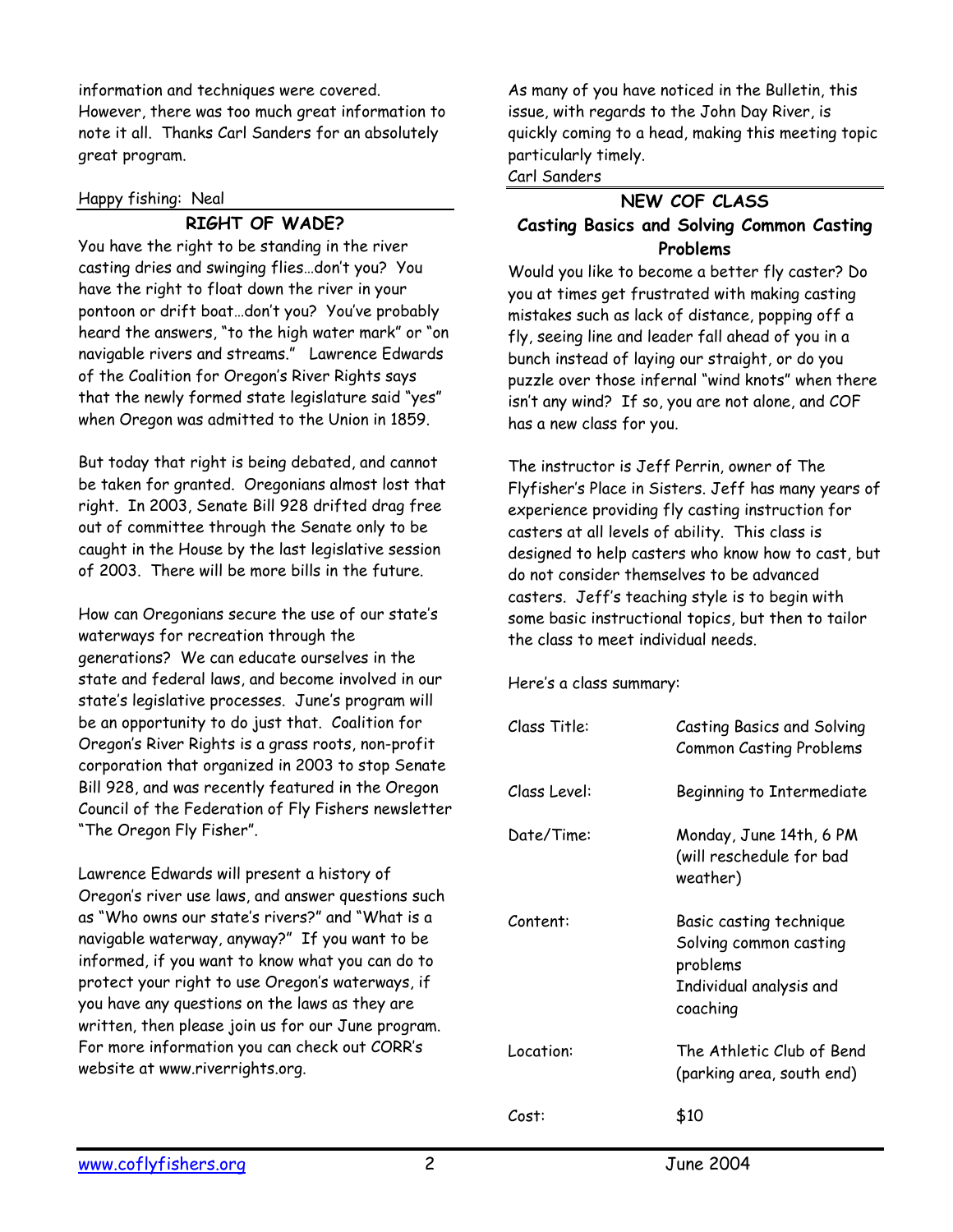information and techniques were covered. However, there was too much great information to note it all. Thanks Carl Sanders for an absolutely great program.

Happy fishing: Neal

## RIGHT OF WADE?

You have the right to be standing in the river casting dries and swinging flies…don't you? You have the right to float down the river in your pontoon or drift boat…don't you? You've probably heard the answers, "to the high water mark" or "on navigable rivers and streams." Lawrence Edwards of the Coalition for Oregon's River Rights says that the newly formed state legislature said "yes" when Oregon was admitted to the Union in 1859.

But today that right is being debated, and cannot be taken for granted. Oregonians almost lost that right. In 2003, Senate Bill 928 drifted drag free out of committee through the Senate only to be caught in the House by the last legislative session of 2003. There will be more bills in the future.

How can Oregonians secure the use of our state's waterways for recreation through the generations? We can educate ourselves in the state and federal laws, and become involved in our state's legislative processes. June's program will be an opportunity to do just that. Coalition for Oregon's River Rights is a grass roots, non-profit corporation that organized in 2003 to stop Senate Bill 928, and was recently featured in the Oregon Council of the Federation of Fly Fishers newsletter "The Oregon Fly Fisher".

Lawrence Edwards will present a history of Oregon's river use laws, and answer questions such as "Who owns our state's rivers?" and "What is a navigable waterway, anyway?" If you want to be informed, if you want to know what you can do to protect your right to use Oregon's waterways, if you have any questions on the laws as they are written, then please join us for our June program. For more information you can check out CORR's website at www.riverrights.org.

As many of you have noticed in the Bulletin, this issue, with regards to the John Day River, is quickly coming to a head, making this meeting topic particularly timely.

Carl Sanders

## NEW COF CLASS

### Casting Basics and Solving Common Casting Problems

Would you like to become a better fly caster? Do you at times get frustrated with making casting mistakes such as lack of distance, popping off a fly, seeing line and leader fall ahead of you in a bunch instead of laying our straight, or do you puzzle over those infernal "wind knots" when there isn't any wind? If so, you are not alone, and COF has a new class for you.

The instructor is Jeff Perrin, owner of The Flyfisher's Place in Sisters. Jeff has many years of experience providing fly casting instruction for casters at all levels of ability. This class is designed to help casters who know how to cast, but do not consider themselves to be advanced casters. Jeff's teaching style is to begin with some basic instructional topics, but then to tailor the class to meet individual needs.

Here's a class summary:

| | |
|---|---|
| Class Title: | Casting Basics and Solving Common Casting Problems |
| Class Level: | Beginning to Intermediate |
| Date/Time: | Monday, June 14th, 6 PM (will reschedule for bad weather) |
| Content: | Basic casting technique<br>Solving common casting problems<br>Individual analysis and coaching |
| Location: | The Athletic Club of Bend (parking area, south end) |
| Cost: | $10 |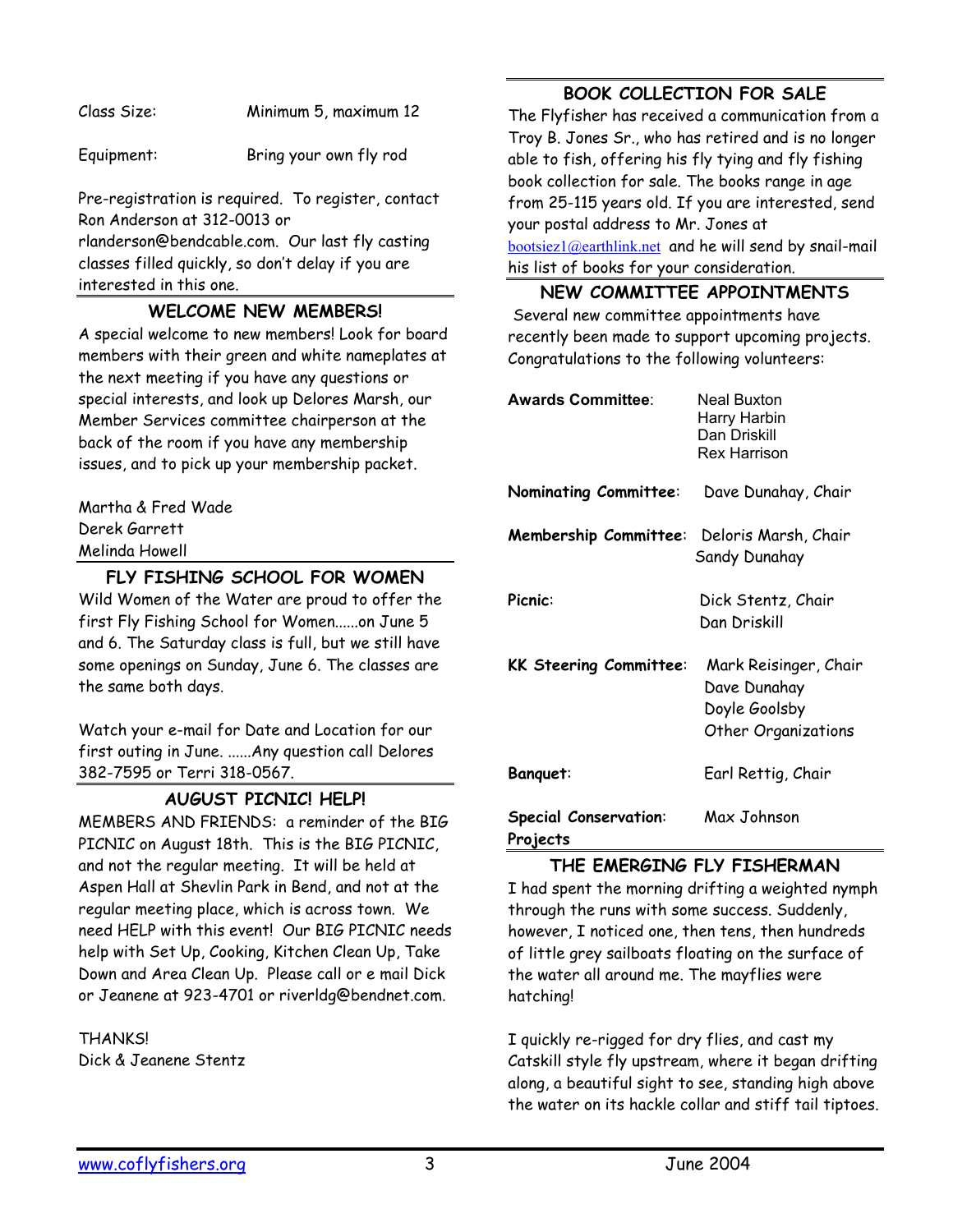| | |
|---|---|
| Class Size: | Minimum 5, maximum 12 |
| Equipment: | Bring your own fly rod |

Pre-registration is required. To register, contact Ron Anderson at 312-0013 or rlanderson@bendcable.com. Our last fly casting classes filled quickly, so don't delay if you are interested in this one.

## WELCOME NEW MEMBERS!

A special welcome to new members! Look for board members with their green and white nameplates at the next meeting if you have any questions or special interests, and look up Delores Marsh, our Member Services committee chairperson at the back of the room if you have any membership issues, and to pick up your membership packet.

Martha & Fred Wade
Derek Garrett
Melinda Howell

## FLY FISHING SCHOOL FOR WOMEN

Wild Women of the Water are proud to offer the first Fly Fishing School for Women......on June 5 and 6. The Saturday class is full, but we still have some openings on Sunday, June 6. The classes are the same both days.

Watch your e-mail for Date and Location for our first outing in June. ......Any question call Delores 382-7595 or Terri 318-0567.

## AUGUST PICNIC! HELP!

MEMBERS AND FRIENDS: a reminder of the BIG PICNIC on August 18th. This is the BIG PICNIC, and not the regular meeting. It will be held at Aspen Hall at Shevlin Park in Bend, and not at the regular meeting place, which is across town. We need HELP with this event! Our BIG PICNIC needs help with Set Up, Cooking, Kitchen Clean Up, Take Down and Area Clean Up. Please call or e mail Dick or Jeanene at 923-4701 or riverldg@bendnet.com.

THANKS!
Dick & Jeanene Stentz

## BOOK COLLECTION FOR SALE

The Flyfisher has received a communication from a Troy B. Jones Sr., who has retired and is no longer able to fish, offering his fly tying and fly fishing book collection for sale. The books range in age from 25-115 years old. If you are interested, send your postal address to Mr. Jones at bootsiez1@earthlink.net and he will send by snail-mail his list of books for your consideration.

## NEW COMMITTEE APPOINTMENTS

Several new committee appointments have recently been made to support upcoming projects. Congratulations to the following volunteers:

| Committee | Members |
|---|---|
| **Awards Committee**: | Neal Buxton, Harry Harbin, Dan Driskill, Rex Harrison |
| **Nominating Committee**: | Dave Dunahay, Chair |
| **Membership Committee**: | Deloris Marsh, Chair, Sandy Dunahay |
| **Picnic**: | Dick Stentz, Chair, Dan Driskill |
| **KK Steering Committee**: | Mark Reisinger, Chair, Dave Dunahay, Doyle Goolsby, Other Organizations |
| **Banquet**: | Earl Rettig, Chair |
| **Special Conservation Projects**: | Max Johnson |

## THE EMERGING FLY FISHERMAN

I had spent the morning drifting a weighted nymph through the runs with some success. Suddenly, however, I noticed one, then tens, then hundreds of little grey sailboats floating on the surface of the water all around me. The mayflies were hatching!

I quickly re-rigged for dry flies, and cast my Catskill style fly upstream, where it began drifting along, a beautiful sight to see, standing high above the water on its hackle collar and stiff tail tiptoes.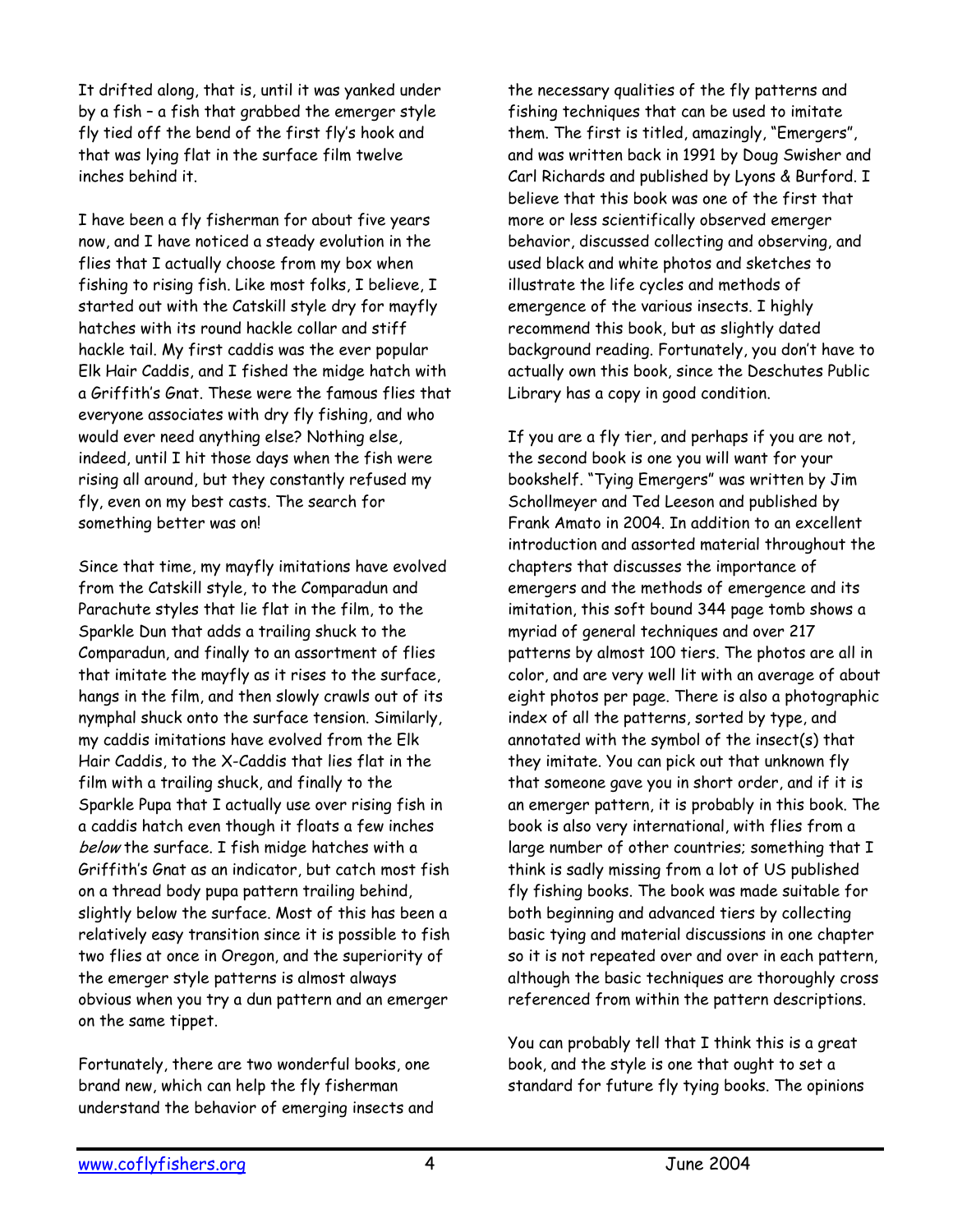It drifted along, that is, until it was yanked under by a fish – a fish that grabbed the emerger style fly tied off the bend of the first fly's hook and that was lying flat in the surface film twelve inches behind it.

I have been a fly fisherman for about five years now, and I have noticed a steady evolution in the flies that I actually choose from my box when fishing to rising fish. Like most folks, I believe, I started out with the Catskill style dry for mayfly hatches with its round hackle collar and stiff hackle tail. My first caddis was the ever popular Elk Hair Caddis, and I fished the midge hatch with a Griffith's Gnat. These were the famous flies that everyone associates with dry fly fishing, and who would ever need anything else? Nothing else, indeed, until I hit those days when the fish were rising all around, but they constantly refused my fly, even on my best casts. The search for something better was on!

Since that time, my mayfly imitations have evolved from the Catskill style, to the Comparadun and Parachute styles that lie flat in the film, to the Sparkle Dun that adds a trailing shuck to the Comparadun, and finally to an assortment of flies that imitate the mayfly as it rises to the surface, hangs in the film, and then slowly crawls out of its nymphal shuck onto the surface tension. Similarly, my caddis imitations have evolved from the Elk Hair Caddis, to the X-Caddis that lies flat in the film with a trailing shuck, and finally to the Sparkle Pupa that I actually use over rising fish in a caddis hatch even though it floats a few inches *below* the surface. I fish midge hatches with a Griffith's Gnat as an indicator, but catch most fish on a thread body pupa pattern trailing behind, slightly below the surface. Most of this has been a relatively easy transition since it is possible to fish two flies at once in Oregon, and the superiority of the emerger style patterns is almost always obvious when you try a dun pattern and an emerger on the same tippet.

Fortunately, there are two wonderful books, one brand new, which can help the fly fisherman understand the behavior of emerging insects and the necessary qualities of the fly patterns and fishing techniques that can be used to imitate them. The first is titled, amazingly, "Emergers", and was written back in 1991 by Doug Swisher and Carl Richards and published by Lyons & Burford. I believe that this book was one of the first that more or less scientifically observed emerger behavior, discussed collecting and observing, and used black and white photos and sketches to illustrate the life cycles and methods of emergence of the various insects. I highly recommend this book, but as slightly dated background reading. Fortunately, you don't have to actually own this book, since the Deschutes Public Library has a copy in good condition.

If you are a fly tier, and perhaps if you are not, the second book is one you will want for your bookshelf. "Tying Emergers" was written by Jim Schollmeyer and Ted Leeson and published by Frank Amato in 2004. In addition to an excellent introduction and assorted material throughout the chapters that discusses the importance of emergers and the methods of emergence and its imitation, this soft bound 344 page tomb shows a myriad of general techniques and over 217 patterns by almost 100 tiers. The photos are all in color, and are very well lit with an average of about eight photos per page. There is also a photographic index of all the patterns, sorted by type, and annotated with the symbol of the insect(s) that they imitate. You can pick out that unknown fly that someone gave you in short order, and if it is an emerger pattern, it is probably in this book. The book is also very international, with flies from a large number of other countries; something that I think is sadly missing from a lot of US published fly fishing books. The book was made suitable for both beginning and advanced tiers by collecting basic tying and material discussions in one chapter so it is not repeated over and over in each pattern, although the basic techniques are thoroughly cross referenced from within the pattern descriptions.

You can probably tell that I think this is a great book, and the style is one that ought to set a standard for future fly tying books. The opinions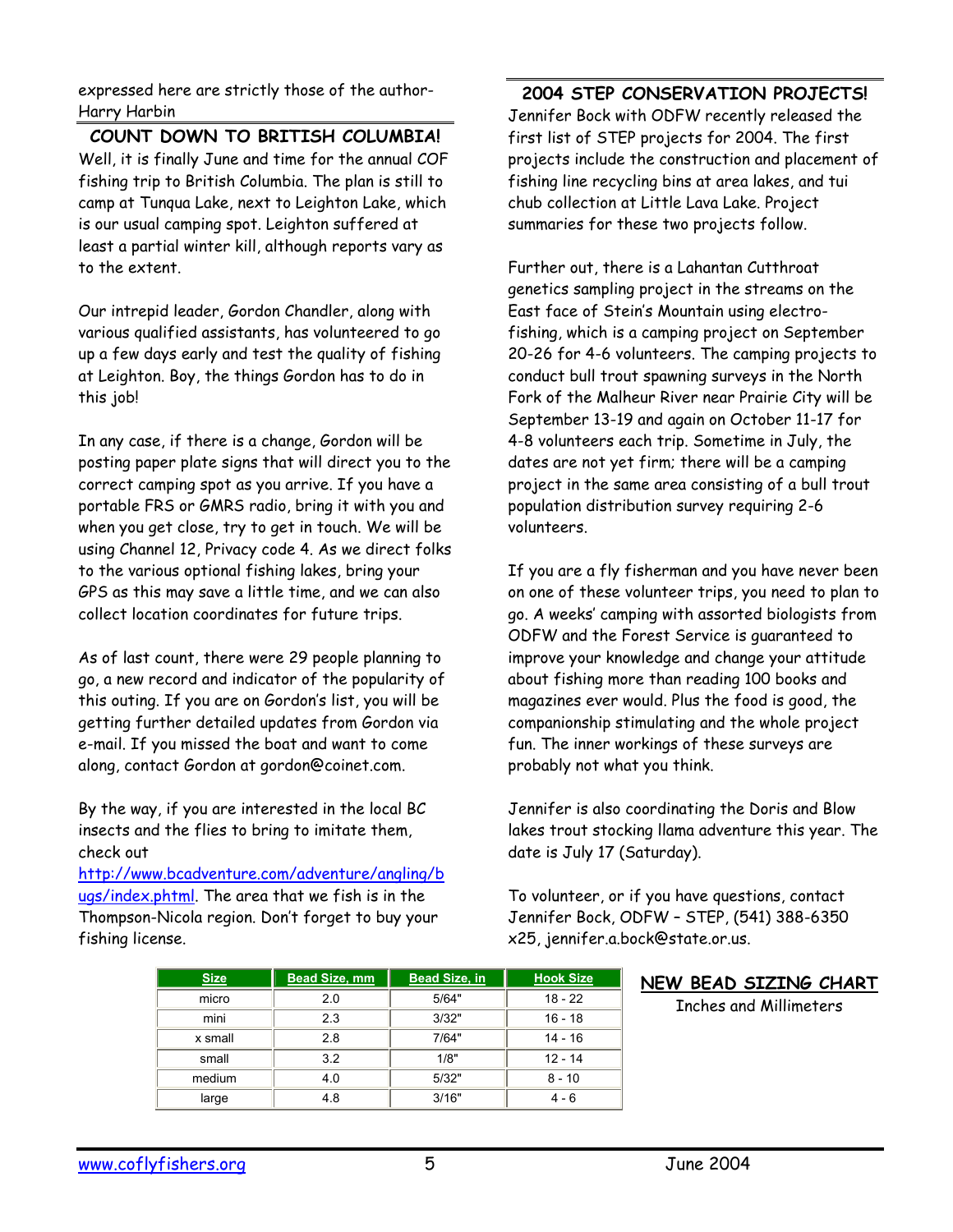expressed here are strictly those of the author- Harry Harbin

## COUNT DOWN TO BRITISH COLUMBIA!

Well, it is finally June and time for the annual COF fishing trip to British Columbia. The plan is still to camp at Tunqua Lake, next to Leighton Lake, which is our usual camping spot. Leighton suffered at least a partial winter kill, although reports vary as to the extent.

Our intrepid leader, Gordon Chandler, along with various qualified assistants, has volunteered to go up a few days early and test the quality of fishing at Leighton. Boy, the things Gordon has to do in this job!

In any case, if there is a change, Gordon will be posting paper plate signs that will direct you to the correct camping spot as you arrive. If you have a portable FRS or GMRS radio, bring it with you and when you get close, try to get in touch. We will be using Channel 12, Privacy code 4. As we direct folks to the various optional fishing lakes, bring your GPS as this may save a little time, and we can also collect location coordinates for future trips.

As of last count, there were 29 people planning to go, a new record and indicator of the popularity of this outing. If you are on Gordon's list, you will be getting further detailed updates from Gordon via e-mail. If you missed the boat and want to come along, contact Gordon at gordon@coinet.com.

By the way, if you are interested in the local BC insects and the flies to bring to imitate them, check out http://www.bcadventure.com/adventure/angling/bugs/index.phtml. The area that we fish is in the Thompson-Nicola region. Don't forget to buy your fishing license.

## 2004 STEP CONSERVATION PROJECTS!

Jennifer Bock with ODFW recently released the first list of STEP projects for 2004. The first projects include the construction and placement of fishing line recycling bins at area lakes, and tui chub collection at Little Lava Lake. Project summaries for these two projects follow.

Further out, there is a Lahantan Cutthroat genetics sampling project in the streams on the East face of Stein's Mountain using electro-fishing, which is a camping project on September 20-26 for 4-6 volunteers. The camping projects to conduct bull trout spawning surveys in the North Fork of the Malheur River near Prairie City will be September 13-19 and again on October 11-17 for 4-8 volunteers each trip. Sometime in July, the dates are not yet firm; there will be a camping project in the same area consisting of a bull trout population distribution survey requiring 2-6 volunteers.

If you are a fly fisherman and you have never been on one of these volunteer trips, you need to plan to go. A weeks' camping with assorted biologists from ODFW and the Forest Service is guaranteed to improve your knowledge and change your attitude about fishing more than reading 100 books and magazines ever would. Plus the food is good, the companionship stimulating and the whole project fun. The inner workings of these surveys are probably not what you think.

Jennifer is also coordinating the Doris and Blow lakes trout stocking llama adventure this year. The date is July 17 (Saturday).

To volunteer, or if you have questions, contact Jennifer Bock, ODFW – STEP, (541) 388-6350 x25, jennifer.a.bock@state.or.us.

## NEW BEAD SIZING CHART

Inches and Millimeters

| Size | Bead Size, mm | Bead Size, in | Hook Size |
|---|---|---|---|
| micro | 2.0 | 5/64" | 18 - 22 |
| mini | 2.3 | 3/32" | 16 - 18 |
| x small | 2.8 | 7/64" | 14 - 16 |
| small | 3.2 | 1/8" | 12 - 14 |
| medium | 4.0 | 5/32" | 8 - 10 |
| large | 4.8 | 3/16" | 4 - 6 |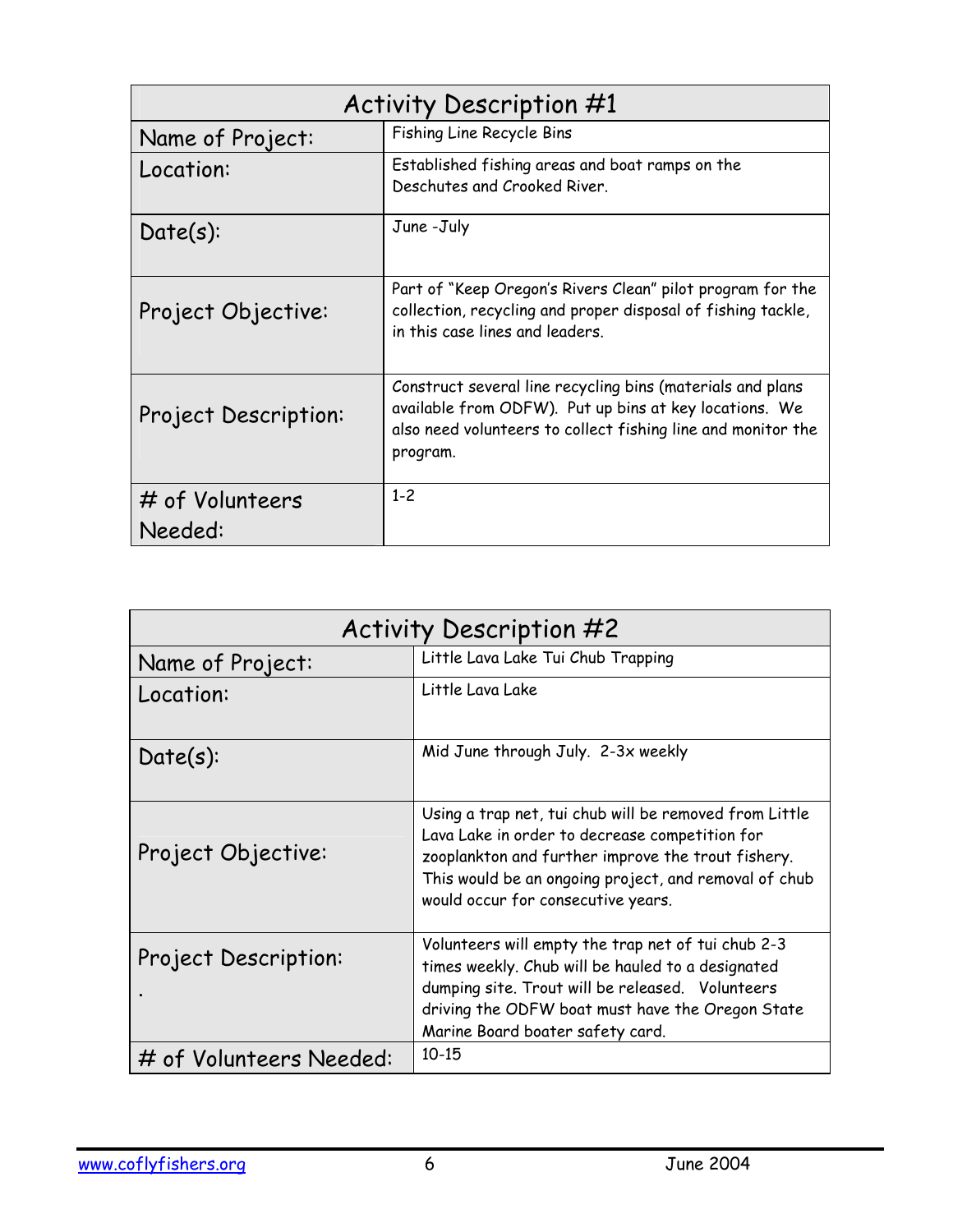| Activity Description #1 | |
|---|---|
| Name of Project: | Fishing Line Recycle Bins |
| Location: | Established fishing areas and boat ramps on the Deschutes and Crooked River. |
| Date(s): | June -July |
| Project Objective: | Part of "Keep Oregon's Rivers Clean" pilot program for the collection, recycling and proper disposal of fishing tackle, in this case lines and leaders. |
| Project Description: | Construct several line recycling bins (materials and plans available from ODFW). Put up bins at key locations. We also need volunteers to collect fishing line and monitor the program. |
| # of Volunteers Needed: | 1-2 |

| Activity Description #2 | |
|---|---|
| Name of Project: | Little Lava Lake Tui Chub Trapping |
| Location: | Little Lava Lake |
| Date(s): | Mid June through July. 2-3x weekly |
| Project Objective: | Using a trap net, tui chub will be removed from Little Lava Lake in order to decrease competition for zooplankton and further improve the trout fishery. This would be an ongoing project, and removal of chub would occur for consecutive years. |
| Project Description: | Volunteers will empty the trap net of tui chub 2-3 times weekly. Chub will be hauled to a designated dumping site. Trout will be released. Volunteers driving the ODFW boat must have the Oregon State Marine Board boater safety card. |
| # of Volunteers Needed: | 10-15 |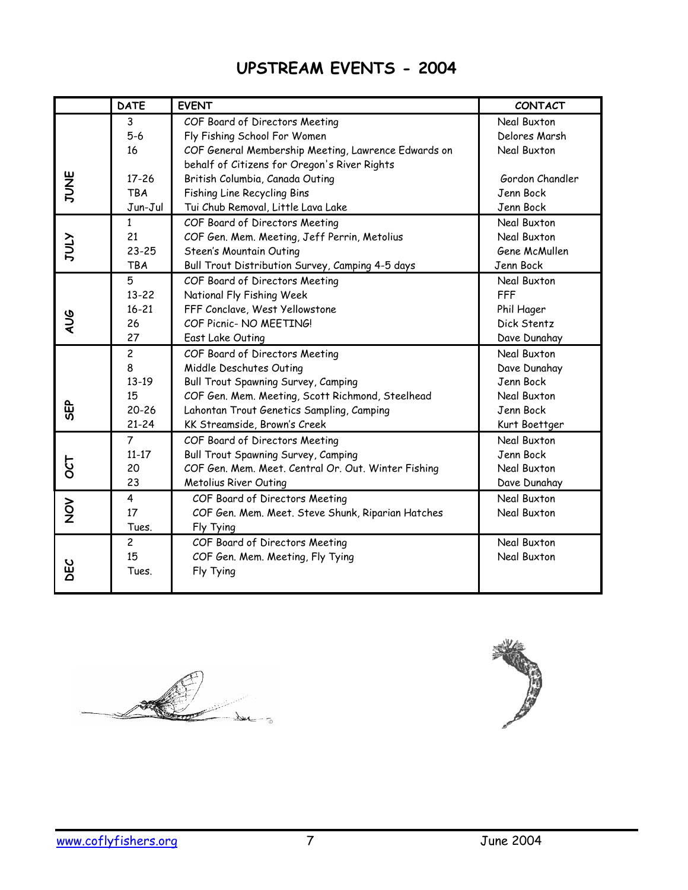# UPSTREAM EVENTS - 2004

| | DATE | EVENT | CONTACT |
|---|---|---|---|
| JUNE | 3 | COF Board of Directors Meeting | Neal Buxton |
| | 5-6 | Fly Fishing School For Women | Delores Marsh |
| | 16 | COF General Membership Meeting, Lawrence Edwards on behalf of Citizens for Oregon's River Rights | Neal Buxton |
| | 17-26 | British Columbia, Canada Outing | Gordon Chandler |
| | TBA | Fishing Line Recycling Bins | Jenn Bock |
| | Jun-Jul | Tui Chub Removal, Little Lava Lake | Jenn Bock |
| JULY | 1 | COF Board of Directors Meeting | Neal Buxton |
| | 21 | COF Gen. Mem. Meeting, Jeff Perrin, Metolius | Neal Buxton |
| | 23-25 | Steen's Mountain Outing | Gene McMullen |
| | TBA | Bull Trout Distribution Survey, Camping 4-5 days | Jenn Bock |
| AUG | 5 | COF Board of Directors Meeting | Neal Buxton |
| | 13-22 | National Fly Fishing Week | FFF |
| | 16-21 | FFF Conclave, West Yellowstone | Phil Hager |
| | 26 | COF Picnic- NO MEETING! | Dick Stentz |
| | 27 | East Lake Outing | Dave Dunahay |
| SEP | 2 | COF Board of Directors Meeting | Neal Buxton |
| | 8 | Middle Deschutes Outing | Dave Dunahay |
| | 13-19 | Bull Trout Spawning Survey, Camping | Jenn Bock |
| | 15 | COF Gen. Mem. Meeting, Scott Richmond, Steelhead | Neal Buxton |
| | 20-26 | Lahontan Trout Genetics Sampling, Camping | Jenn Bock |
| | 21-24 | KK Streamside, Brown's Creek | Kurt Boettger |
| OCT | 7 | COF Board of Directors Meeting | Neal Buxton |
| | 11-17 | Bull Trout Spawning Survey, Camping | Jenn Bock |
| | 20 | COF Gen. Mem. Meet. Central Or. Out. Winter Fishing | Neal Buxton |
| | 23 | Metolius River Outing | Dave Dunahay |
| NOV | 4 | COF Board of Directors Meeting | Neal Buxton |
| | 17 | COF Gen. Mem. Meet. Steve Shunk, Riparian Hatches | Neal Buxton |
| | Tues. | Fly Tying | |
| DEC | 2 | COF Board of Directors Meeting | Neal Buxton |
| | 15 | COF Gen. Mem. Meeting, Fly Tying | Neal Buxton |
| | Tues. | Fly Tying | |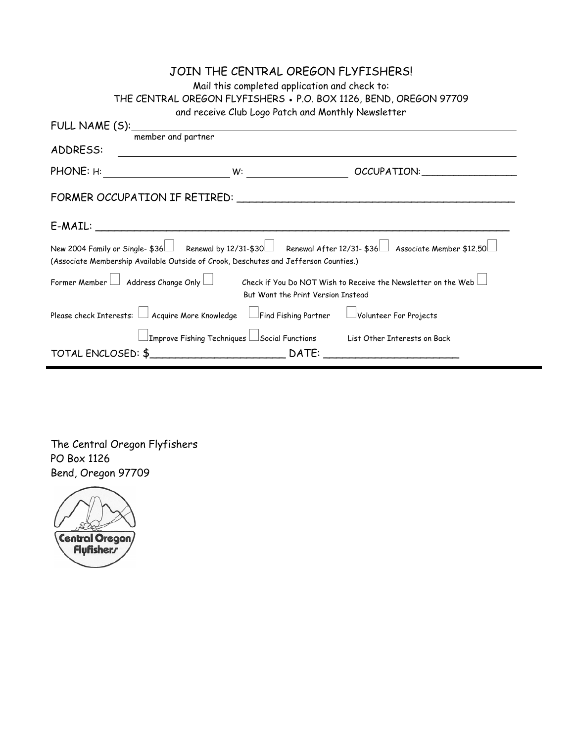# JOIN THE CENTRAL OREGON FLYFISHERS!

Mail this completed application and check to:
THE CENTRAL OREGON FLYFISHERS • P.O. BOX 1126, BEND, OREGON 97709
and receive Club Logo Patch and Monthly Newsletter

FULL NAME (S): ______________________________
member and partner

ADDRESS: ______________________________

PHONE: H: ____________ W: ____________ OCCUPATION: ____________

FORMER OCCUPATION IF RETIRED: ______________________________

E-MAIL: ______________________________

New 2004 Family or Single- $36 ☐ Renewal by 12/31-$30 ☐ Renewal After 12/31- $36 ☐ Associate Member $12.50 ☐
(Associate Membership Available Outside of Crook, Deschutes and Jefferson Counties.)

Former Member ☐ Address Change Only ☐ Check if You Do NOT Wish to Receive the Newsletter on the Web ☐
But Want the Print Version Instead

Please check Interests: ☐ Acquire More Knowledge ☐ Find Fishing Partner ☐ Volunteer For Projects

☐ Improve Fishing Techniques ☐ Social Functions List Other Interests on Back

TOTAL ENCLOSED: $____________ DATE: ____________

---

The Central Oregon Flyfishers
PO Box 1126
Bend, Oregon 97709

Central Oregon Flyfishers